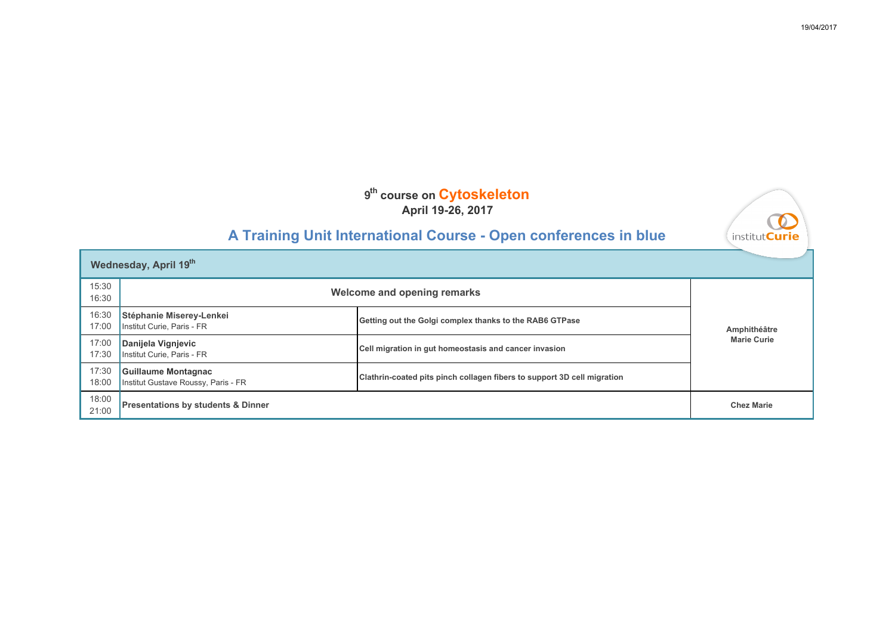# 9th course on Cytoskeleton

**April 19-26, 2017**

## A Training Unit International Course - Open conferences in blue

| Wednesday, April 19th | | | |
|---|---|---|---|
| 15:30<br>16:30 | **Welcome and opening remarks** | | **Amphithéâtre Marie Curie** |
| 16:30<br>17:00 | **Stéphanie Miserey-Lenkei**<br>Institut Curie, Paris - FR | **Getting out the Golgi complex thanks to the RAB6 GTPase** | |
| 17:00<br>17:30 | **Danijela Vignjevic**<br>Institut Curie, Paris - FR | **Cell migration in gut homeostasis and cancer invasion** | |
| 17:30<br>18:00 | **Guillaume Montagnac**<br>Institut Gustave Roussy, Paris - FR | **Clathrin-coated pits pinch collagen fibers to support 3D cell migration** | |
| 18:00<br>21:00 | **Presentations by students & Dinner** | | **Chez Marie** |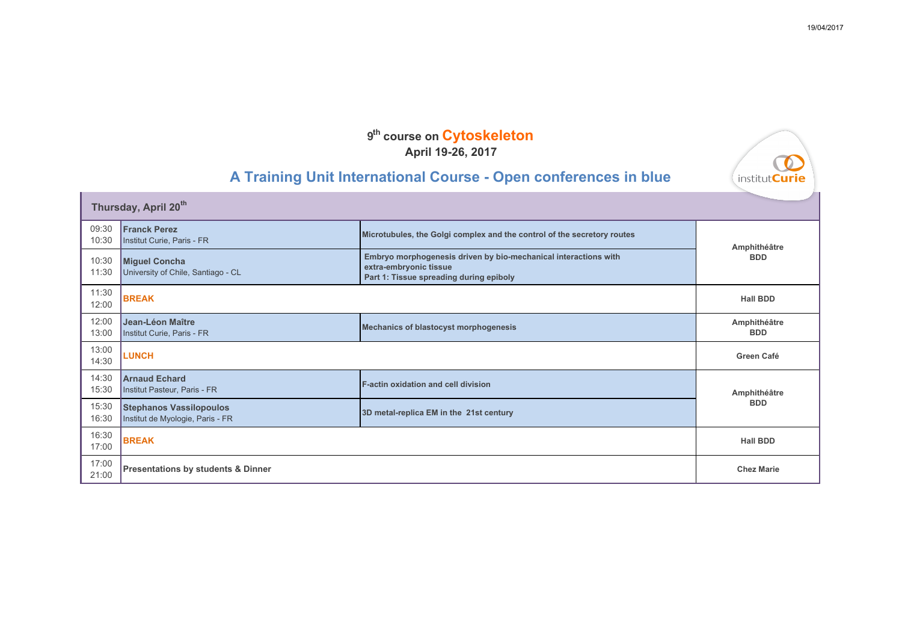9th course on **Cytoskeleton**

**April 19-26, 2017**

## A Training Unit International Course - Open conferences in blue

| Thursday, April 20th | | | |
|---|---|---|---|
| 09:30<br>10:30 | **Franck Perez**<br>Institut Curie, Paris - FR | **Microtubules, the Golgi complex and the control of the secretory routes** | **Amphithéâtre BDD** |
| 10:30<br>11:30 | **Miguel Concha**<br>University of Chile, Santiago - CL | **Embryo morphogenesis driven by bio-mechanical interactions with extra-embryonic tissue<br>Part 1: Tissue spreading during epiboly** | |
| 11:30<br>12:00 | **BREAK** | | **Hall BDD** |
| 12:00<br>13:00 | **Jean-Léon Maître**<br>Institut Curie, Paris - FR | **Mechanics of blastocyst morphogenesis** | **Amphithéâtre BDD** |
| 13:00<br>14:30 | **LUNCH** | | **Green Café** |
| 14:30<br>15:30 | **Arnaud Echard**<br>Institut Pasteur, Paris - FR | **F-actin oxidation and cell division** | **Amphithéâtre BDD** |
| 15:30<br>16:30 | **Stephanos Vassilopoulos**<br>Institut de Myologie, Paris - FR | **3D metal-replica EM in the 21st century** | |
| 16:30<br>17:00 | **BREAK** | | **Hall BDD** |
| 17:00<br>21:00 | **Presentations by students & Dinner** | | **Chez Marie** |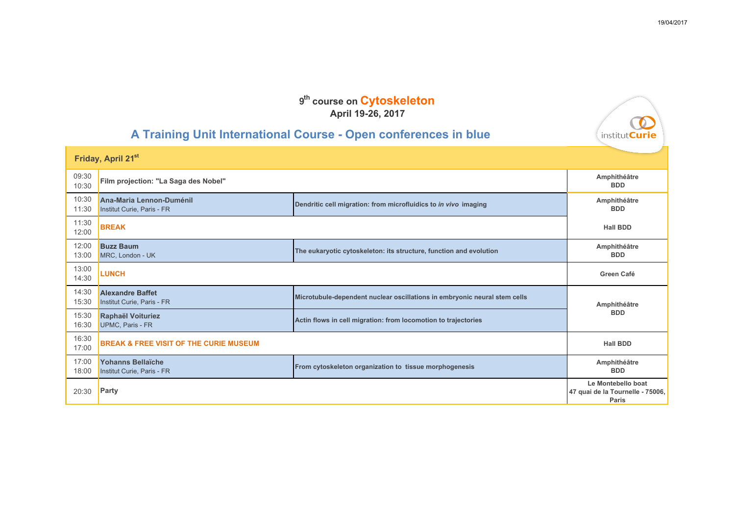# 9th course on Cytoskeleton

**April 19-26, 2017**

## A Training Unit International Course - Open conferences in blue

| Friday, April 21st | | | |
|---|---|---|---|
| 09:30 10:30 | **Film projection: "La Saga des Nobel"** | | **Amphithéâtre BDD** |
| 10:30 11:30 | **Ana-Maria Lennon-Duménil** Institut Curie, Paris - FR | **Dendritic cell migration: from microfluidics to *in vivo* imaging** | **Amphithéâtre BDD** |
| 11:30 12:00 | **BREAK** | | **Hall BDD** |
| 12:00 13:00 | **Buzz Baum** MRC, London - UK | **The eukaryotic cytoskeleton: its structure, function and evolution** | **Amphithéâtre BDD** |
| 13:00 14:30 | **LUNCH** | | **Green Café** |
| 14:30 15:30 | **Alexandre Baffet** Institut Curie, Paris - FR | **Microtubule-dependent nuclear oscillations in embryonic neural stem cells** | **Amphithéâtre BDD** |
| 15:30 16:30 | **Raphaël Voituriez** UPMC, Paris - FR | **Actin flows in cell migration: from locomotion to trajectories** | |
| 16:30 17:00 | **BREAK & FREE VISIT OF THE CURIE MUSEUM** | | **Hall BDD** |
| 17:00 18:00 | **Yohanns Bellaïche** Institut Curie, Paris - FR | **From cytoskeleton organization to tissue morphogenesis** | **Amphithéâtre BDD** |
| 20:30 | **Party** | | **Le Montebello boat 47 quai de la Tournelle - 75006, Paris** |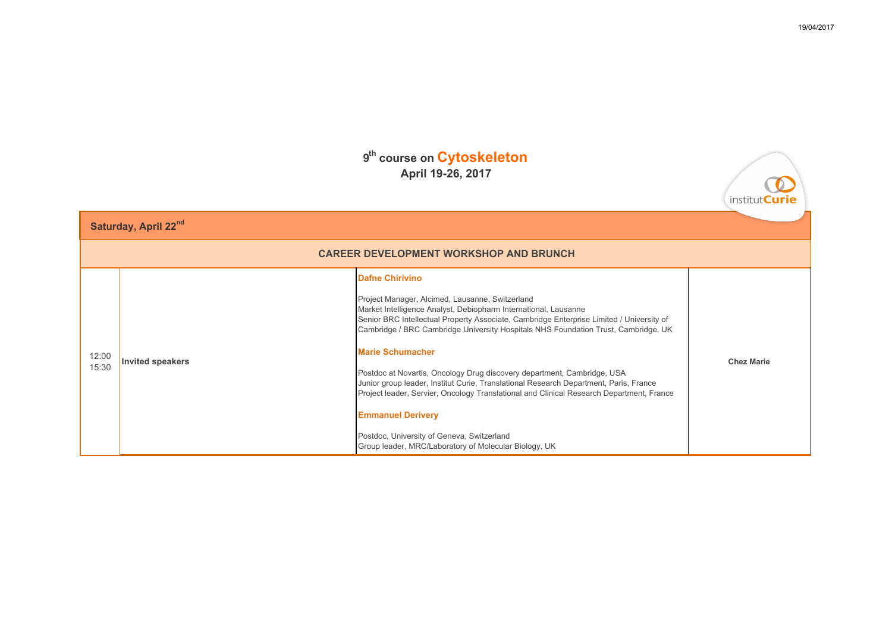# 9th course on Cytoskeleton

## April 19-26, 2017

| Saturday, April 22nd | | | |
|---|---|---|---|
| **CAREER DEVELOPMENT WORKSHOP AND BRUNCH** | | | |
| 12:00<br>15:30 | **Invited speakers** | **Dafne Chirivino**<br><br>Project Manager, Alcimed, Lausanne, Switzerland<br>Market Intelligence Analyst, Debiopharm International, Lausanne<br>Senior BRC Intellectual Property Associate, Cambridge Enterprise Limited / University of Cambridge / BRC Cambridge University Hospitals NHS Foundation Trust, Cambridge, UK<br><br>**Marie Schumacher**<br><br>Postdoc at Novartis, Oncology Drug discovery department, Cambridge, USA<br>Junior group leader, Institut Curie, Translational Research Department, Paris, France<br>Project leader, Servier, Oncology Translational and Clinical Research Department, France<br><br>**Emmanuel Derivery**<br><br>Postdoc, University of Geneva, Switzerland<br>Group leader, MRC/Laboratory of Molecular Biology, UK | **Chez Marie** |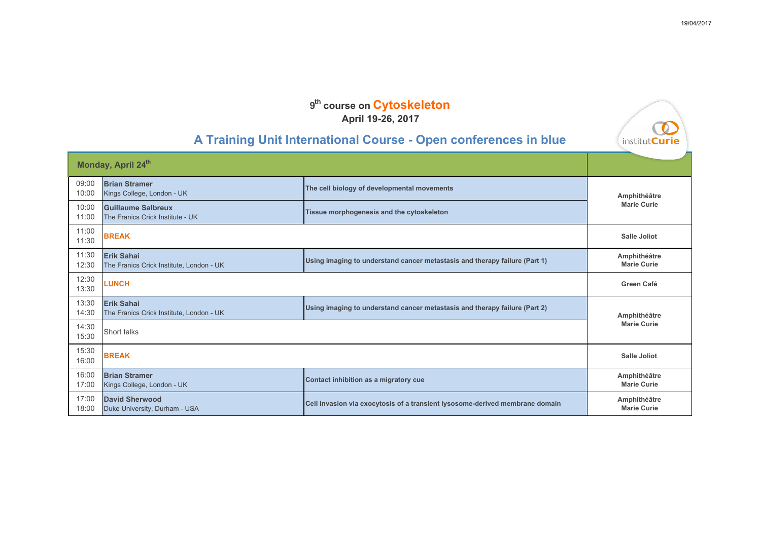9th course on Cytoskeleton

April 19-26, 2017

## A Training Unit International Course - Open conferences in blue

| Monday, April 24th | | | |
|---|---|---|---|
| 09:00 10:00 | **Brian Stramer** Kings College, London - UK | **The cell biology of developmental movements** | **Amphithéâtre Marie Curie** |
| 10:00 11:00 | **Guillaume Salbreux** The Franics Crick Institute - UK | **Tissue morphogenesis and the cytoskeleton** | |
| 11:00 11:30 | **BREAK** | | **Salle Joliot** |
| 11:30 12:30 | **Erik Sahai** The Franics Crick Institute, London - UK | **Using imaging to understand cancer metastasis and therapy failure (Part 1)** | **Amphithéâtre Marie Curie** |
| 12:30 13:30 | **LUNCH** | | **Green Café** |
| 13:30 14:30 | **Erik Sahai** The Franics Crick Institute, London - UK | **Using imaging to understand cancer metastasis and therapy failure (Part 2)** | **Amphithéâtre Marie Curie** |
| 14:30 15:30 | Short talks | | |
| 15:30 16:00 | **BREAK** | | **Salle Joliot** |
| 16:00 17:00 | **Brian Stramer** Kings College, London - UK | **Contact inhibition as a migratory cue** | **Amphithéâtre Marie Curie** |
| 17:00 18:00 | **David Sherwood** Duke University, Durham - USA | **Cell invasion via exocytosis of a transient lysosome-derived membrane domain** | **Amphithéâtre Marie Curie** |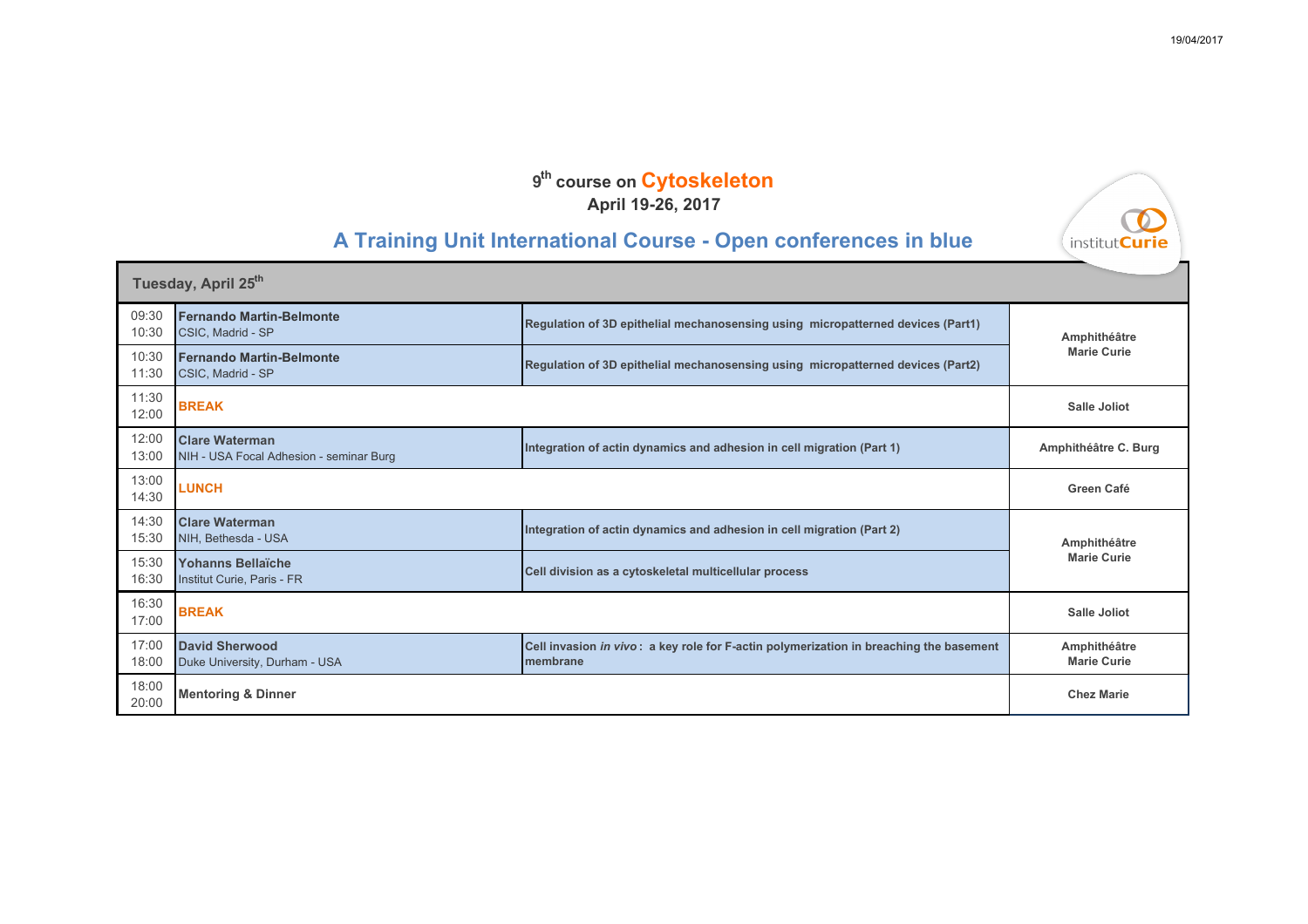9th course on Cytoskeleton
April 19-26, 2017

## A Training Unit International Course - Open conferences in blue

| Tuesday, April 25th | | | |
|---|---|---|---|
| 09:30<br>10:30 | **Fernando Martin-Belmonte**<br>CSIC, Madrid - SP | **Regulation of 3D epithelial mechanosensing using micropatterned devices (Part1)** | **Amphithéâtre Marie Curie** |
| 10:30<br>11:30 | **Fernando Martin-Belmonte**<br>CSIC, Madrid - SP | **Regulation of 3D epithelial mechanosensing using micropatterned devices (Part2)** | |
| 11:30<br>12:00 | **BREAK** | | **Salle Joliot** |
| 12:00<br>13:00 | **Clare Waterman**<br>NIH - USA Focal Adhesion - seminar Burg | **Integration of actin dynamics and adhesion in cell migration (Part 1)** | **Amphithéâtre C. Burg** |
| 13:00<br>14:30 | **LUNCH** | | **Green Café** |
| 14:30<br>15:30 | **Clare Waterman**<br>NIH, Bethesda - USA | **Integration of actin dynamics and adhesion in cell migration (Part 2)** | **Amphithéâtre Marie Curie** |
| 15:30<br>16:30 | **Yohanns Bellaïche**<br>Institut Curie, Paris - FR | **Cell division as a cytoskeletal multicellular process** | |
| 16:30<br>17:00 | **BREAK** | | **Salle Joliot** |
| 17:00<br>18:00 | **David Sherwood**<br>Duke University, Durham - USA | **Cell invasion *in vivo*: a key role for F-actin polymerization in breaching the basement membrane** | **Amphithéâtre Marie Curie** |
| 18:00<br>20:00 | **Mentoring & Dinner** | | **Chez Marie** |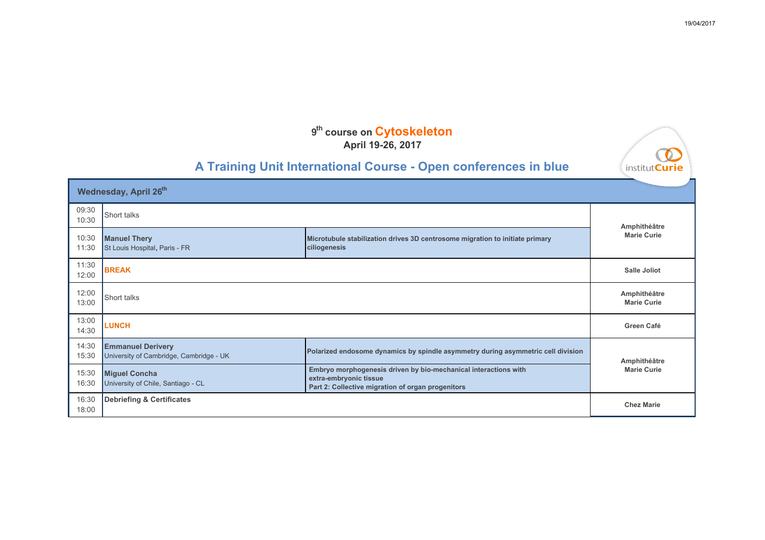## 9[th] course on Cytoskeleton
**April 19-26, 2017**

## A Training Unit International Course - Open conferences in blue

institutCurie

| | | | |
|---|---|---|---|
| **Wednesday, April 26[th]** | | | |
| 09:30 10:30 | Short talks | | **Amphithéâtre Marie Curie** |
| 10:30 11:30 | **Manuel Thery** St Louis Hospital, Paris - FR | **Microtubule stabilization drives 3D centrosome migration to initiate primary ciliogenesis** | |
| 11:30 12:00 | **BREAK** | | **Salle Joliot** |
| 12:00 13:00 | Short talks | | **Amphithéâtre Marie Curie** |
| 13:00 14:30 | **LUNCH** | | **Green Café** |
| 14:30 15:30 | **Emmanuel Derivery** University of Cambridge, Cambridge - UK | **Polarized endosome dynamics by spindle asymmetry during asymmetric cell division** | **Amphithéâtre Marie Curie** |
| 15:30 16:30 | **Miguel Concha** University of Chile, Santiago - CL | **Embryo morphogenesis driven by bio-mechanical interactions with extra-embryonic tissue Part 2: Collective migration of organ progenitors** | |
| 16:30 18:00 | **Debriefing & Certificates** | | **Chez Marie** |